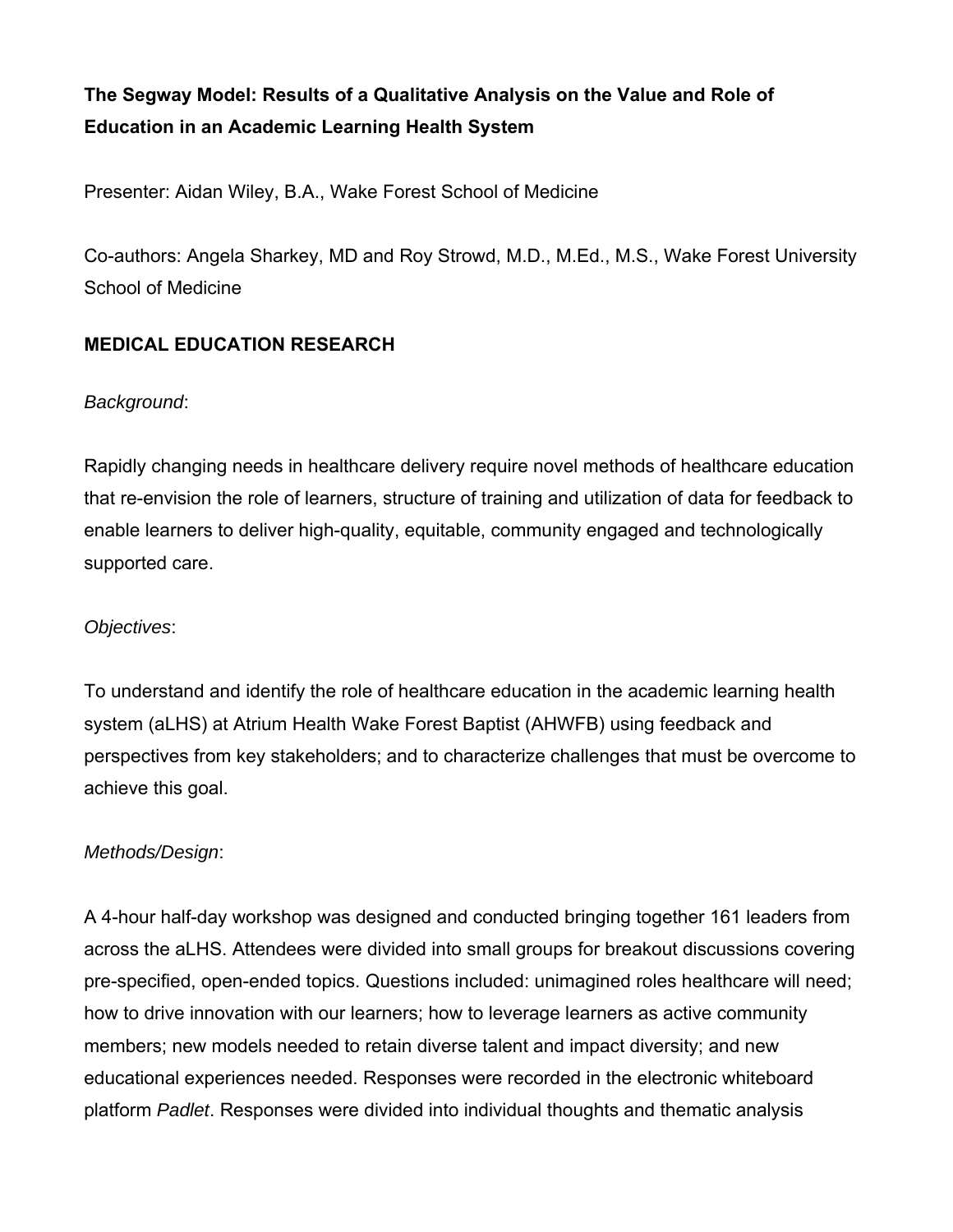**The Segway Model: Results of a Qualitative Analysis on the Value and Role of Education in an Academic Learning Health System**

Presenter: Aidan Wiley, B.A., Wake Forest School of Medicine

Co-authors: Angela Sharkey, MD and Roy Strowd, M.D., M.Ed., M.S., Wake Forest University School of Medicine

**MEDICAL EDUCATION RESEARCH**

*Background*:

Rapidly changing needs in healthcare delivery require novel methods of healthcare education that re-envision the role of learners, structure of training and utilization of data for feedback to enable learners to deliver high-quality, equitable, community engaged and technologically supported care.

*Objectives*:

To understand and identify the role of healthcare education in the academic learning health system (aLHS) at Atrium Health Wake Forest Baptist (AHWFB) using feedback and perspectives from key stakeholders; and to characterize challenges that must be overcome to achieve this goal.

*Methods/Design*:

A 4-hour half-day workshop was designed and conducted bringing together 161 leaders from across the aLHS. Attendees were divided into small groups for breakout discussions covering pre-specified, open-ended topics. Questions included: unimagined roles healthcare will need; how to drive innovation with our learners; how to leverage learners as active community members; new models needed to retain diverse talent and impact diversity; and new educational experiences needed. Responses were recorded in the electronic whiteboard platform *Padlet*. Responses were divided into individual thoughts and thematic analysis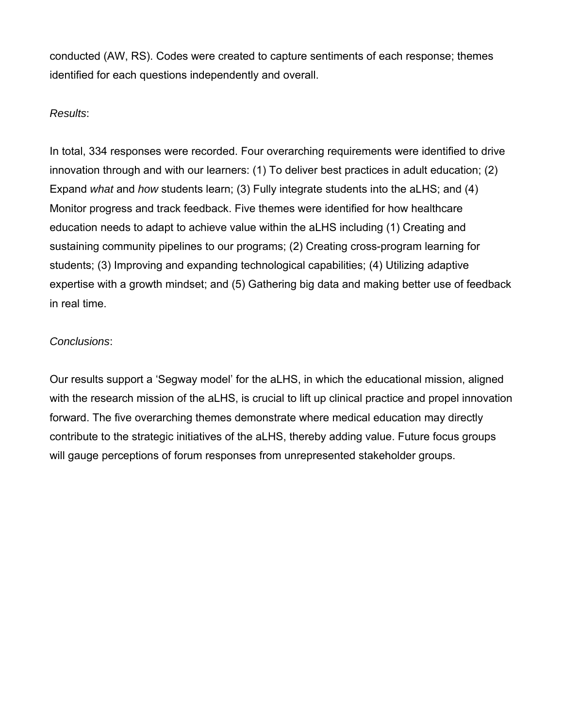conducted (AW, RS). Codes were created to capture sentiments of each response; themes identified for each questions independently and overall.

*Results*:

In total, 334 responses were recorded. Four overarching requirements were identified to drive innovation through and with our learners: (1) To deliver best practices in adult education; (2) Expand *what* and *how* students learn; (3) Fully integrate students into the aLHS; and (4) Monitor progress and track feedback. Five themes were identified for how healthcare education needs to adapt to achieve value within the aLHS including (1) Creating and sustaining community pipelines to our programs; (2) Creating cross-program learning for students; (3) Improving and expanding technological capabilities; (4) Utilizing adaptive expertise with a growth mindset; and (5) Gathering big data and making better use of feedback in real time.

*Conclusions*:

Our results support a 'Segway model' for the aLHS, in which the educational mission, aligned with the research mission of the aLHS, is crucial to lift up clinical practice and propel innovation forward. The five overarching themes demonstrate where medical education may directly contribute to the strategic initiatives of the aLHS, thereby adding value. Future focus groups will gauge perceptions of forum responses from unrepresented stakeholder groups.